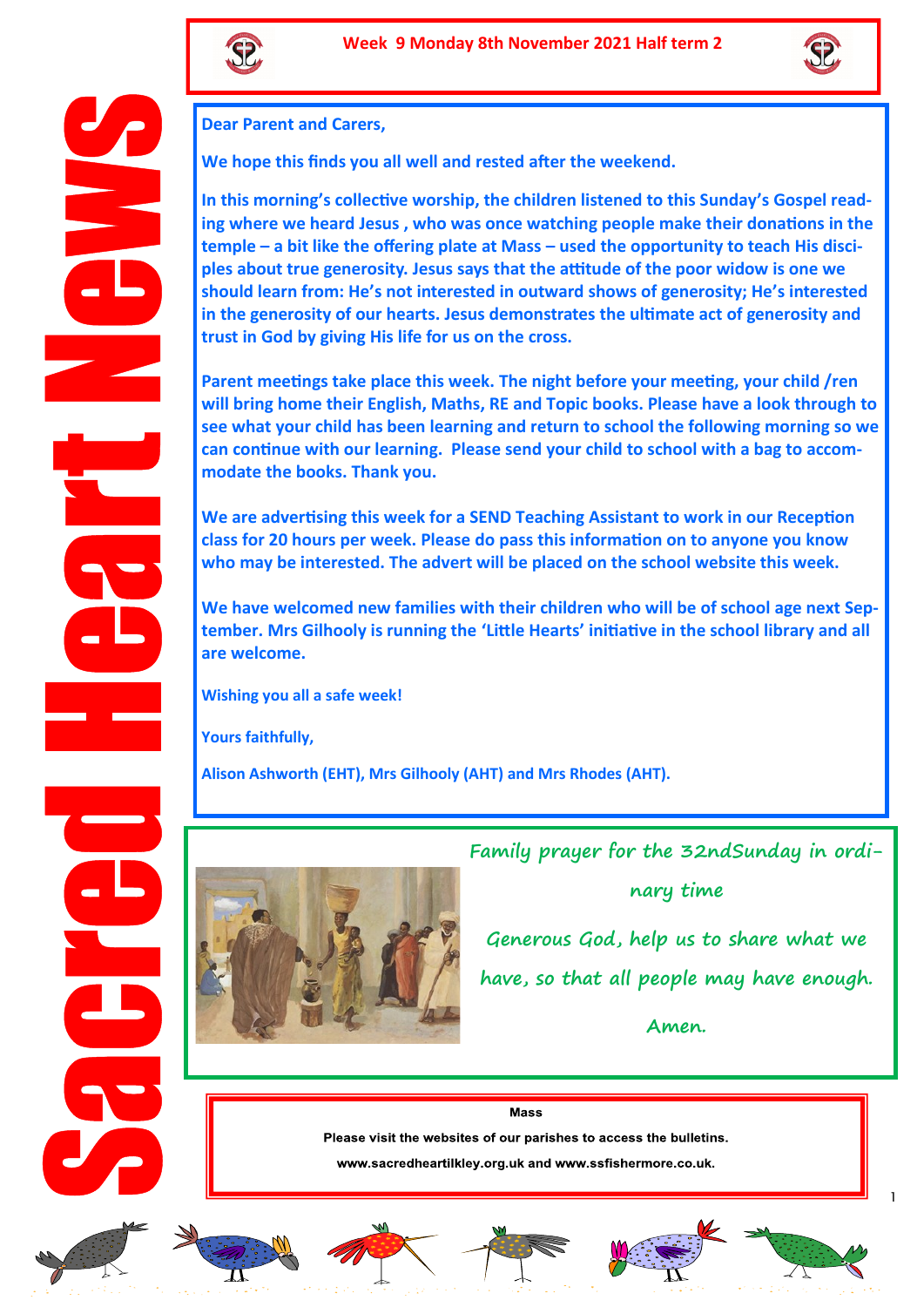# Sacred Heart News

**Week 9 Monday 8th November 2021 Half term 2**

**Dear Parent and Carers,**

**We hope this finds you all well and rested after the weekend.**

**In this morning's collective worship, the children listened to this Sunday's Gospel reading where we heard Jesus , who was once watching people make their donations in the temple – a bit like the offering plate at Mass – used the opportunity to teach His disciples about true generosity. Jesus says that the attitude of the poor widow is one we should learn from: He's not interested in outward shows of generosity; He's interested in the generosity of our hearts. Jesus demonstrates the ultimate act of generosity and trust in God by giving His life for us on the cross.**

**Parent meetings take place this week. The night before your meeting, your child /ren will bring home their English, Maths, RE and Topic books. Please have a look through to see what your child has been learning and return to school the following morning so we can continue with our learning. Please send your child to school with a bag to accommodate the books. Thank you.**

**We are advertising this week for a SEND Teaching Assistant to work in our Reception class for 20 hours per week. Please do pass this information on to anyone you know who may be interested. The advert will be placed on the school website this week.**

**We have welcomed new families with their children who will be of school age next September. Mrs Gilhooly is running the 'Little Hearts' initiative in the school library and all are welcome.**

**Wishing you all a safe week!**

**Yours faithfully,**

**Alison Ashworth (EHT), Mrs Gilhooly (AHT) and Mrs Rhodes (AHT).**

*Family prayer for the 32ndSunday in ordinary time*

*Generous God, help us to share what we have, so that all people may have enough.*

*Amen.*

**Mass**

**Please visit the websites of our parishes to access the bulletins.**

**www.sacredheartilkley.org.uk and www.ssfishermore.co.uk.**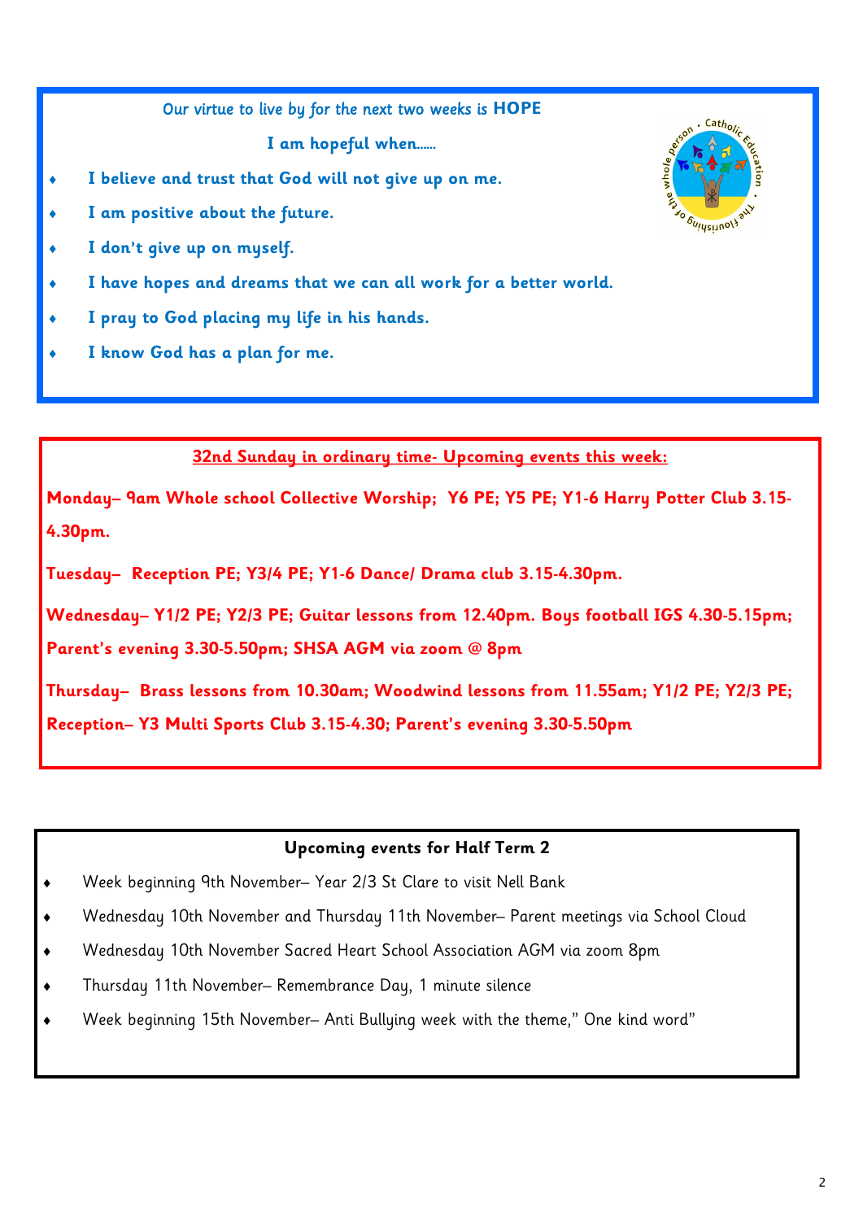*Our virtue to live by for the next two weeks is* **HOPE**

**I am hopeful when……**

- **I believe and trust that God will not give up on me.**
- **I am positive about the future.**
- **I don't give up on myself.**
- **I have hopes and dreams that we can all work for a better world.**
- **I pray to God placing my life in his hands.**
- **I know God has a plan for me.**

**32nd Sunday in ordinary time- Upcoming events this week:**

**Monday– 9am Whole school Collective Worship; Y6 PE; Y5 PE; Y1-6 Harry Potter Club 3.15-4.30pm.**

**Tuesday– Reception PE; Y3/4 PE; Y1-6 Dance/ Drama club 3.15-4.30pm.**

**Wednesday– Y1/2 PE; Y2/3 PE; Guitar lessons from 12.40pm. Boys football IGS 4.30-5.15pm; Parent's evening 3.30-5.50pm; SHSA AGM via zoom @ 8pm**

**Thursday– Brass lessons from 10.30am; Woodwind lessons from 11.55am; Y1/2 PE; Y2/3 PE; Reception– Y3 Multi Sports Club 3.15-4.30; Parent's evening 3.30-5.50pm**

**Upcoming events for Half Term 2**

- Week beginning 9th November– Year 2/3 St Clare to visit Nell Bank
- Wednesday 10th November and Thursday 11th November– Parent meetings via School Cloud
- Wednesday 10th November Sacred Heart School Association AGM via zoom 8pm
- Thursday 11th November– Remembrance Day, 1 minute silence
- Week beginning 15th November– Anti Bullying week with the theme," One kind word"